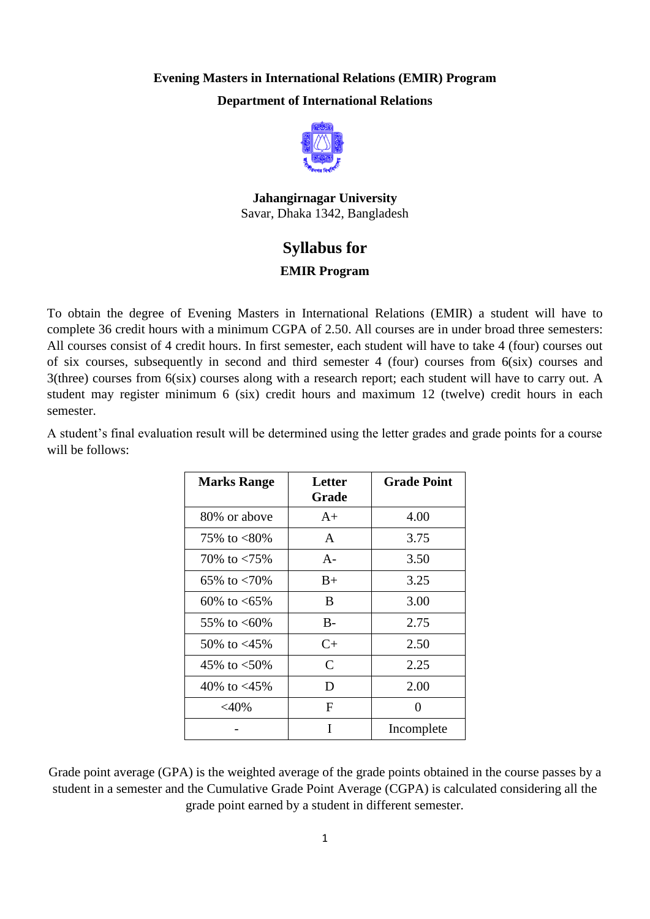**Evening Masters in International Relations (EMIR) Program**

**Department of International Relations**

**Jahangirnagar University**

Savar, Dhaka 1342, Bangladesh

# Syllabus for

## EMIR Program

To obtain the degree of Evening Masters in International Relations (EMIR) a student will have to complete 36 credit hours with a minimum CGPA of 2.50. All courses are in under broad three semesters: All courses consist of 4 credit hours. In first semester, each student will have to take 4 (four) courses out of six courses, subsequently in second and third semester 4 (four) courses from 6(six) courses and 3(three) courses from 6(six) courses along with a research report; each student will have to carry out. A student may register minimum 6 (six) credit hours and maximum 12 (twelve) credit hours in each semester.

A student's final evaluation result will be determined using the letter grades and grade points for a course will be follows:

| Marks Range | Letter Grade | Grade Point |
| --- | --- | --- |
| 80% or above | A+ | 4.00 |
| 75% to <80% | A | 3.75 |
| 70% to <75% | A- | 3.50 |
| 65% to <70% | B+ | 3.25 |
| 60% to <65% | B | 3.00 |
| 55% to <60% | B- | 2.75 |
| 50% to <45% | C+ | 2.50 |
| 45% to <50% | C | 2.25 |
| 40% to <45% | D | 2.00 |
| <40% | F | 0 |
| - | I | Incomplete |

Grade point average (GPA) is the weighted average of the grade points obtained in the course passes by a student in a semester and the Cumulative Grade Point Average (CGPA) is calculated considering all the grade point earned by a student in different semester.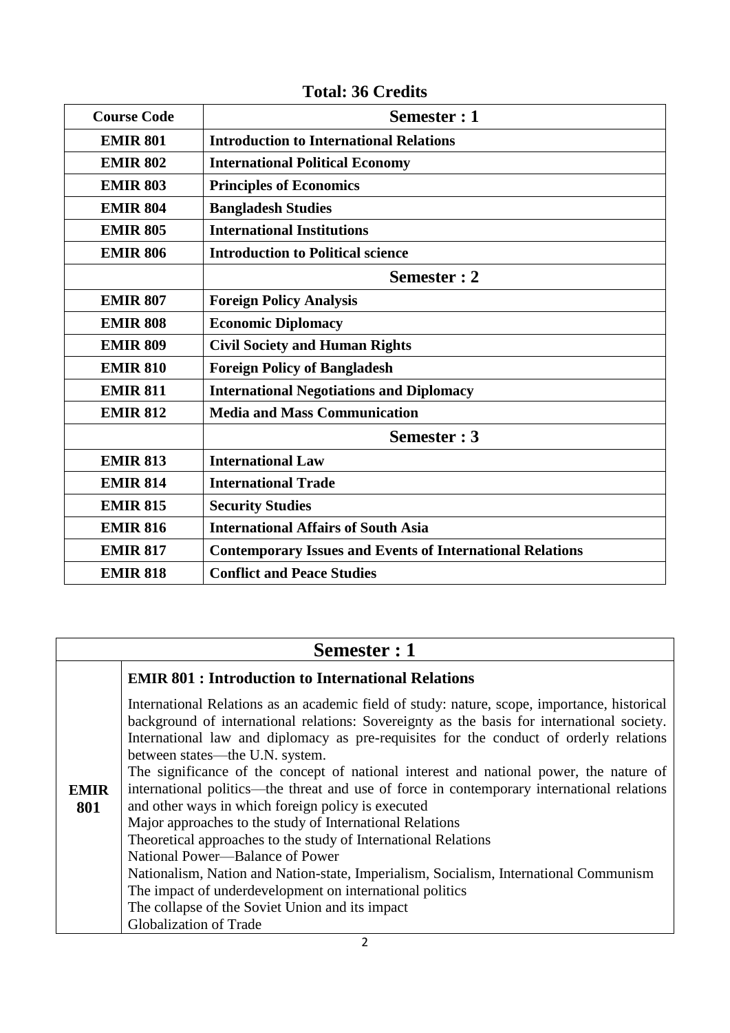**Total: 36 Credits**

| Course Code | Semester : 1 |
|---|---|
| **EMIR 801** | **Introduction to International Relations** |
| **EMIR 802** | **International Political Economy** |
| **EMIR 803** | **Principles of Economics** |
| **EMIR 804** | **Bangladesh Studies** |
| **EMIR 805** | **International Institutions** |
| **EMIR 806** | **Introduction to Political science** |
| | **Semester : 2** |
| **EMIR 807** | **Foreign Policy Analysis** |
| **EMIR 808** | **Economic Diplomacy** |
| **EMIR 809** | **Civil Society and Human Rights** |
| **EMIR 810** | **Foreign Policy of Bangladesh** |
| **EMIR 811** | **International Negotiations and Diplomacy** |
| **EMIR 812** | **Media and Mass Communication** |
| | **Semester : 3** |
| **EMIR 813** | **International Law** |
| **EMIR 814** | **International Trade** |
| **EMIR 815** | **Security Studies** |
| **EMIR 816** | **International Affairs of South Asia** |
| **EMIR 817** | **Contemporary Issues and Events of International Relations** |
| **EMIR 818** | **Conflict and Peace Studies** |

## Semester : 1

| | |
|---|---|
| **EMIR 801** | **EMIR 801 : Introduction to International Relations**<br><br>International Relations as an academic field of study: nature, scope, importance, historical background of international relations: Sovereignty as the basis for international society. International law and diplomacy as pre-requisites for the conduct of orderly relations between states—the U.N. system.<br>The significance of the concept of national interest and national power, the nature of international politics—the threat and use of force in contemporary international relations and other ways in which foreign policy is executed<br>Major approaches to the study of International Relations<br>Theoretical approaches to the study of International Relations<br>National Power—Balance of Power<br>Nationalism, Nation and Nation-state, Imperialism, Socialism, International Communism<br>The impact of underdevelopment on international politics<br>The collapse of the Soviet Union and its impact<br>Globalization of Trade |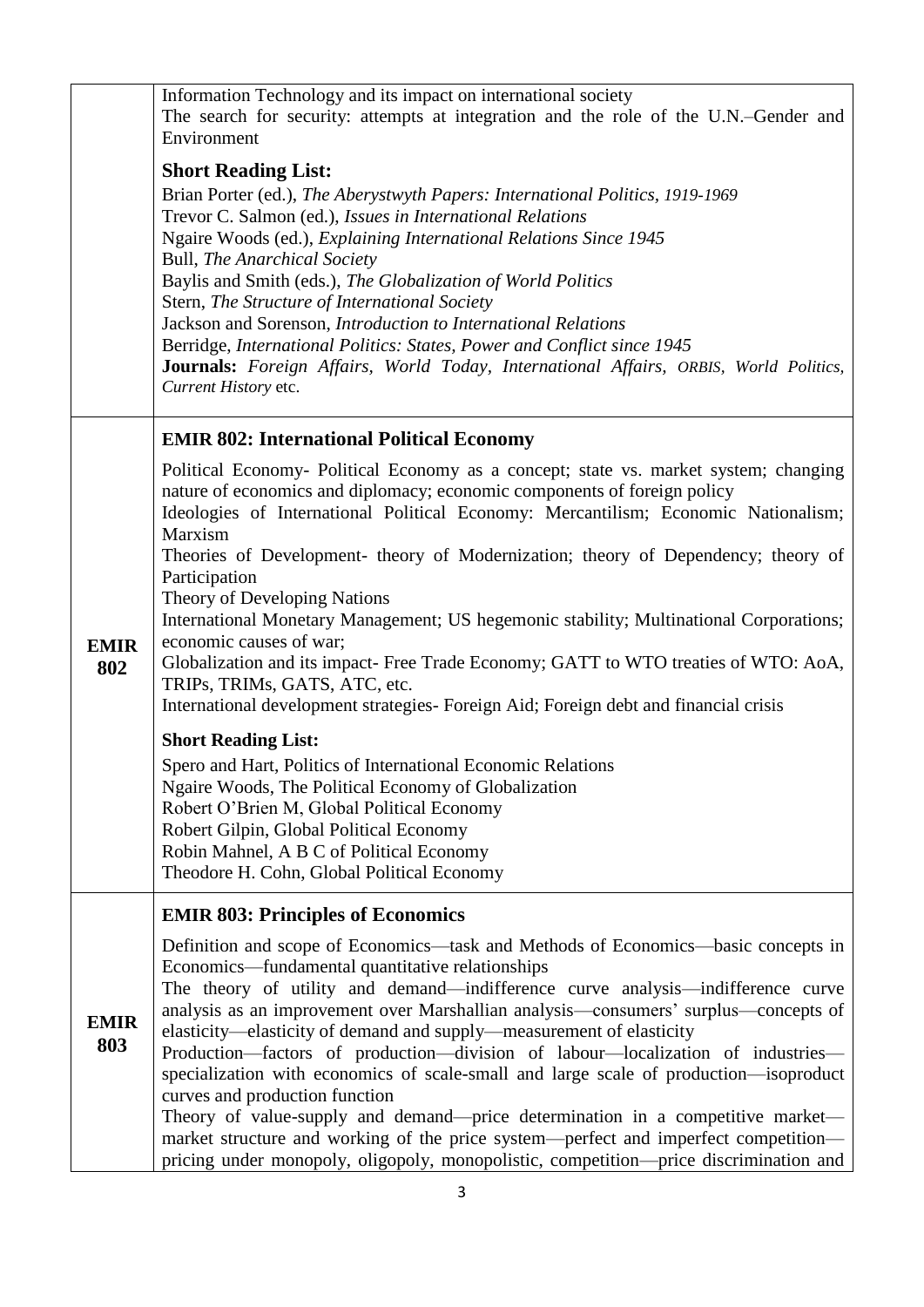| | |
|---|---|
| | Information Technology and its impact on international society<br>The search for security: attempts at integration and the role of the U.N.–Gender and Environment<br><br>**Short Reading List:**<br>Brian Porter (ed.), *The Aberystwyth Papers: International Politics, 1919-1969*<br>Trevor C. Salmon (ed.), *Issues in International Relations*<br>Ngaire Woods (ed.), *Explaining International Relations Since 1945*<br>Bull, *The Anarchical Society*<br>Baylis and Smith (eds.), *The Globalization of World Politics*<br>Stern, *The Structure of International Society*<br>Jackson and Sorenson, *Introduction to International Relations*<br>Berridge, *International Politics: States, Power and Conflict since 1945*<br>**Journals:** *Foreign Affairs, World Today, International Affairs, ORBIS, World Politics, Current History* etc. |
| **EMIR 802** | **EMIR 802: International Political Economy**<br><br>Political Economy- Political Economy as a concept; state vs. market system; changing nature of economics and diplomacy; economic components of foreign policy<br>Ideologies of International Political Economy: Mercantilism; Economic Nationalism; Marxism<br>Theories of Development- theory of Modernization; theory of Dependency; theory of Participation<br>Theory of Developing Nations<br>International Monetary Management; US hegemonic stability; Multinational Corporations; economic causes of war;<br>Globalization and its impact- Free Trade Economy; GATT to WTO treaties of WTO: AoA, TRIPs, TRIMs, GATS, ATC, etc.<br>International development strategies- Foreign Aid; Foreign debt and financial crisis<br><br>**Short Reading List:**<br>Spero and Hart, Politics of International Economic Relations<br>Ngaire Woods, The Political Economy of Globalization<br>Robert O'Brien M, Global Political Economy<br>Robert Gilpin, Global Political Economy<br>Robin Mahnel, A B C of Political Economy<br>Theodore H. Cohn, Global Political Economy |
| **EMIR 803** | **EMIR 803: Principles of Economics**<br><br>Definition and scope of Economics—task and Methods of Economics—basic concepts in Economics—fundamental quantitative relationships<br>The theory of utility and demand—indifference curve analysis—indifference curve analysis as an improvement over Marshallian analysis—consumers' surplus—concepts of elasticity—elasticity of demand and supply—measurement of elasticity<br>Production—factors of production—division of labour—localization of industries—specialization with economics of scale-small and large scale of production—isoproduct curves and production function<br>Theory of value-supply and demand—price determination in a competitive market—market structure and working of the price system—perfect and imperfect competition—pricing under monopoly, oligopoly, monopolistic, competition—price discrimination and |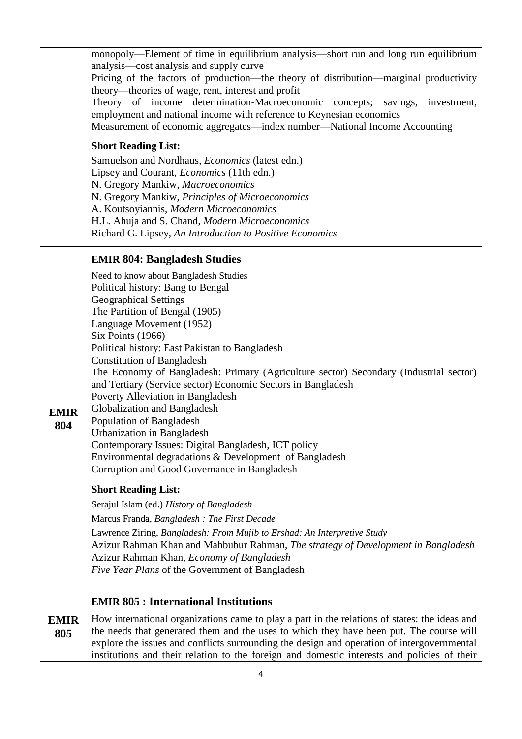| | |
|---|---|
| | monopoly—Element of time in equilibrium analysis—short run and long run equilibrium analysis—cost analysis and supply curve<br>Pricing of the factors of production—the theory of distribution—marginal productivity theory—theories of wage, rent, interest and profit<br>Theory of income determination-Macroeconomic concepts; savings, investment, employment and national income with reference to Keynesian economics<br>Measurement of economic aggregates—index number—National Income Accounting<br><br>**Short Reading List:**<br>Samuelson and Nordhaus, *Economics* (latest edn.)<br>Lipsey and Courant, *Economics* (11th edn.)<br>N. Gregory Mankiw, *Macroeconomics*<br>N. Gregory Mankiw, *Principles of Microeconomics*<br>A. Koutsoyiannis, *Modern Microeconomics*<br>H.L. Ahuja and S. Chand, *Modern Microeconomics*<br>Richard G. Lipsey, *An Introduction to Positive Economics* |
| **EMIR 804** | **EMIR 804: Bangladesh Studies**<br><br>Need to know about Bangladesh Studies<br>Political history: Bang to Bengal<br>Geographical Settings<br>The Partition of Bengal (1905)<br>Language Movement (1952)<br>Six Points (1966)<br>Political history: East Pakistan to Bangladesh<br>Constitution of Bangladesh<br>The Economy of Bangladesh: Primary (Agriculture sector) Secondary (Industrial sector) and Tertiary (Service sector) Economic Sectors in Bangladesh<br>Poverty Alleviation in Bangladesh<br>Globalization and Bangladesh<br>Population of Bangladesh<br>Urbanization in Bangladesh<br>Contemporary Issues: Digital Bangladesh, ICT policy<br>Environmental degradations & Development of Bangladesh<br>Corruption and Good Governance in Bangladesh<br><br>**Short Reading List:**<br>Serajul Islam (ed.) *History of Bangladesh*<br>Marcus Franda, *Bangladesh : The First Decade*<br>Lawrence Ziring, *Bangladesh: From Mujib to Ershad: An Interpretive Study*<br>Azizur Rahman Khan and Mahbubur Rahman, *The strategy of Development in Bangladesh*<br>Azizur Rahman Khan, *Economy of Bangladesh*<br>*Five Year Plans* of the Government of Bangladesh |
| **EMIR 805** | **EMIR 805 : International Institutions**<br><br>How international organizations came to play a part in the relations of states: the ideas and the needs that generated them and the uses to which they have been put. The course will explore the issues and conflicts surrounding the design and operation of intergovernmental institutions and their relation to the foreign and domestic interests and policies of their |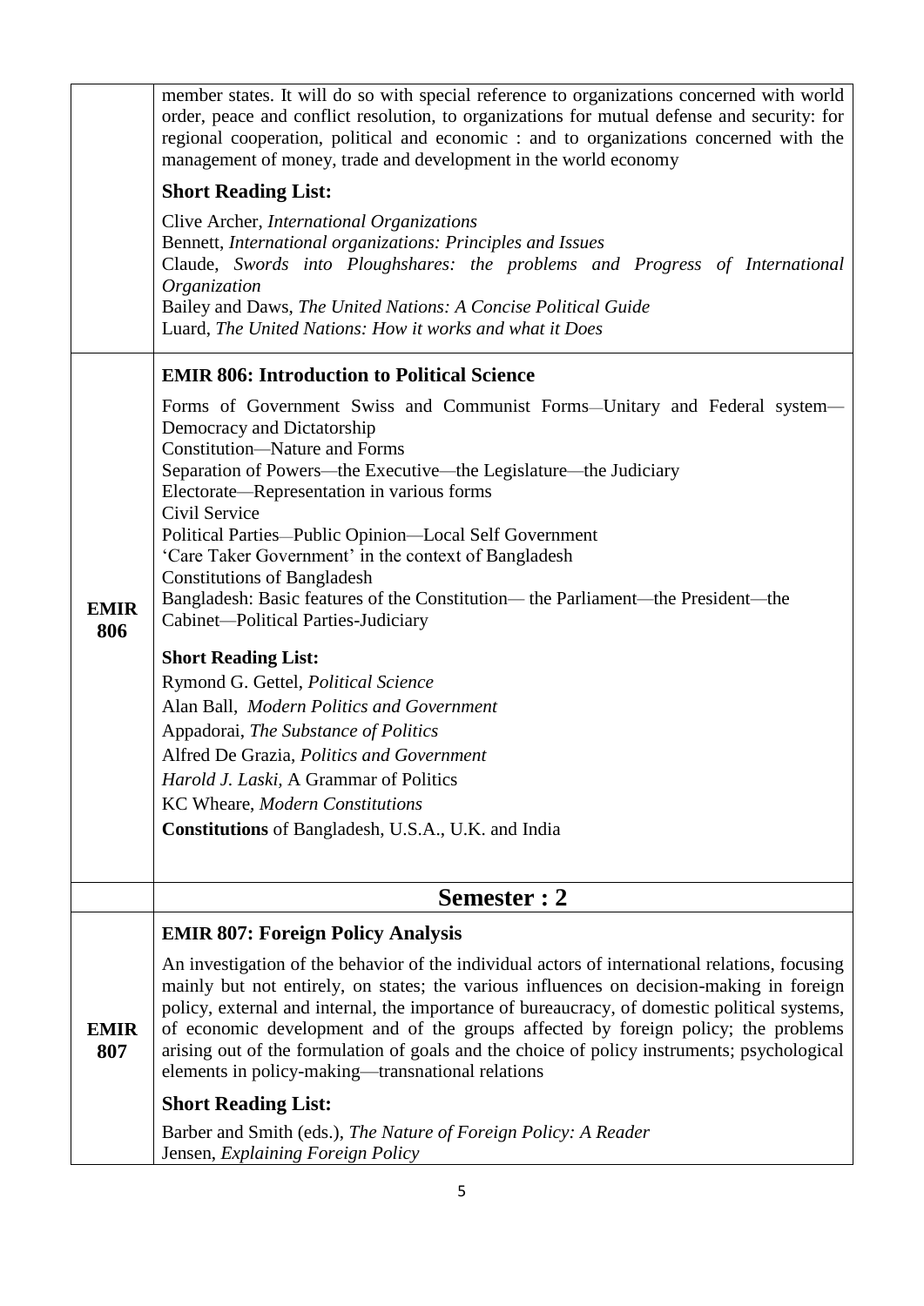| | |
|---|---|
| | member states. It will do so with special reference to organizations concerned with world order, peace and conflict resolution, to organizations for mutual defense and security: for regional cooperation, political and economic : and to organizations concerned with the management of money, trade and development in the world economy<br><br>**Short Reading List:**<br><br>Clive Archer, *International Organizations*<br>Bennett, *International organizations: Principles and Issues*<br>Claude, *Swords into Ploughshares: the problems and Progress of International Organization*<br>Bailey and Daws, *The United Nations: A Concise Political Guide*<br>Luard, *The United Nations: How it works and what it Does* |
| **EMIR 806** | **EMIR 806: Introduction to Political Science**<br><br>Forms of Government Swiss and Communist Forms—Unitary and Federal system—Democracy and Dictatorship<br>Constitution—Nature and Forms<br>Separation of Powers—the Executive—the Legislature—the Judiciary<br>Electorate—Representation in various forms<br>Civil Service<br>Political Parties—Public Opinion—Local Self Government<br>'Care Taker Government' in the context of Bangladesh<br>Constitutions of Bangladesh<br>Bangladesh: Basic features of the Constitution— the Parliament—the President—the Cabinet—Political Parties-Judiciary<br><br>**Short Reading List:**<br><br>Rymond G. Gettel, *Political Science*<br>Alan Ball, *Modern Politics and Government*<br>Appadorai, *The Substance of Politics*<br>Alfred De Grazia, *Politics and Government*<br>*Harold J. Laski*, A Grammar of Politics<br>KC Wheare, *Modern Constitutions*<br>**Constitutions** of Bangladesh, U.S.A., U.K. and India |
| | **Semester : 2** |
| **EMIR 807** | **EMIR 807: Foreign Policy Analysis**<br><br>An investigation of the behavior of the individual actors of international relations, focusing mainly but not entirely, on states; the various influences on decision-making in foreign policy, external and internal, the importance of bureaucracy, of domestic political systems, of economic development and of the groups affected by foreign policy; the problems arising out of the formulation of goals and the choice of policy instruments; psychological elements in policy-making—transnational relations<br><br>**Short Reading List:**<br><br>Barber and Smith (eds.), *The Nature of Foreign Policy: A Reader*<br>Jensen, *Explaining Foreign Policy* |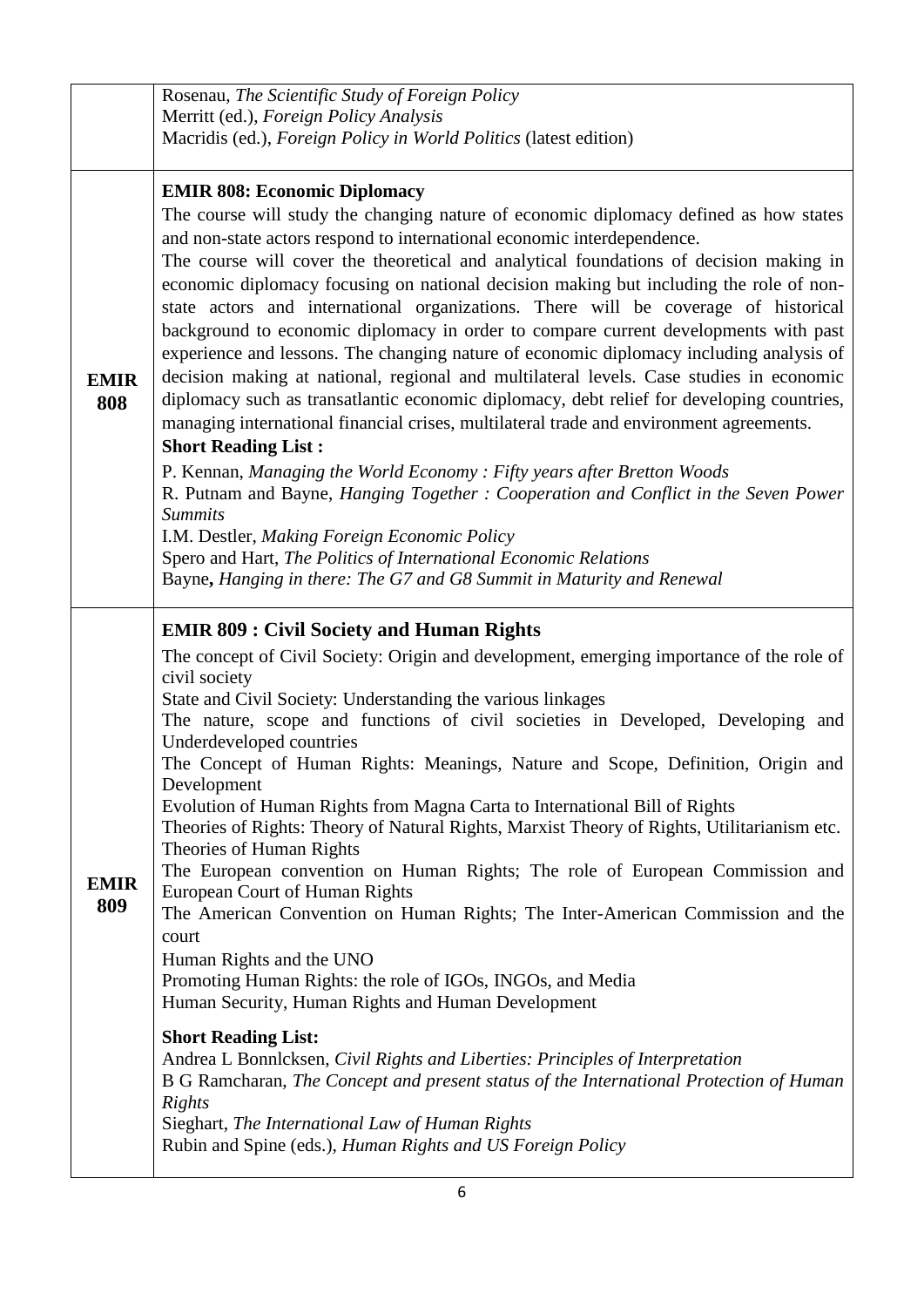| | |
|---|---|
| | Rosenau, *The Scientific Study of Foreign Policy*<br>Merritt (ed.), *Foreign Policy Analysis*<br>Macridis (ed.), *Foreign Policy in World Politics* (latest edition) |
| **EMIR 808** | **EMIR 808: Economic Diplomacy**<br>The course will study the changing nature of economic diplomacy defined as how states and non-state actors respond to international economic interdependence.<br>The course will cover the theoretical and analytical foundations of decision making in economic diplomacy focusing on national decision making but including the role of non-state actors and international organizations. There will be coverage of historical background to economic diplomacy in order to compare current developments with past experience and lessons. The changing nature of economic diplomacy including analysis of decision making at national, regional and multilateral levels. Case studies in economic diplomacy such as transatlantic economic diplomacy, debt relief for developing countries, managing international financial crises, multilateral trade and environment agreements.<br>**Short Reading List :**<br>P. Kennan, *Managing the World Economy : Fifty years after Bretton Woods*<br>R. Putnam and Bayne, *Hanging Together : Cooperation and Conflict in the Seven Power Summits*<br>I.M. Destler, *Making Foreign Economic Policy*<br>Spero and Hart, *The Politics of International Economic Relations*<br>Bayne**,** *Hanging in there: The G7 and G8 Summit in Maturity and Renewal* |
| **EMIR 809** | **EMIR 809 : Civil Society and Human Rights**<br>The concept of Civil Society: Origin and development, emerging importance of the role of civil society<br>State and Civil Society: Understanding the various linkages<br>The nature, scope and functions of civil societies in Developed, Developing and Underdeveloped countries<br>The Concept of Human Rights: Meanings, Nature and Scope, Definition, Origin and Development<br>Evolution of Human Rights from Magna Carta to International Bill of Rights<br>Theories of Rights: Theory of Natural Rights, Marxist Theory of Rights, Utilitarianism etc. Theories of Human Rights<br>The European convention on Human Rights; The role of European Commission and European Court of Human Rights<br>The American Convention on Human Rights; The Inter-American Commission and the court<br>Human Rights and the UNO<br>Promoting Human Rights: the role of IGOs, INGOs, and Media<br>Human Security, Human Rights and Human Development<br>**Short Reading List:**<br>Andrea L Bonnlcksen, *Civil Rights and Liberties: Principles of Interpretation*<br>B G Ramcharan, *The Concept and present status of the International Protection of Human Rights*<br>Sieghart, *The International Law of Human Rights*<br>Rubin and Spine (eds.), *Human Rights and US Foreign Policy* |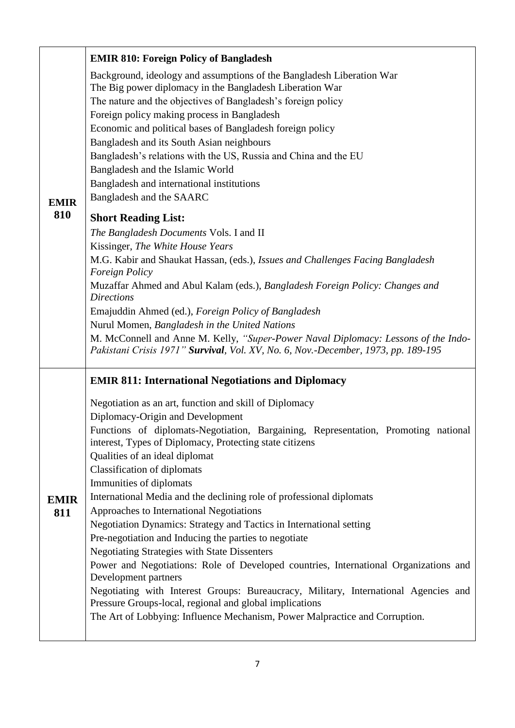| | |
|---|---|
| **EMIR 810** | **EMIR 810: Foreign Policy of Bangladesh**<br><br>Background, ideology and assumptions of the Bangladesh Liberation War<br>The Big power diplomacy in the Bangladesh Liberation War<br>The nature and the objectives of Bangladesh's foreign policy<br>Foreign policy making process in Bangladesh<br>Economic and political bases of Bangladesh foreign policy<br>Bangladesh and its South Asian neighbours<br>Bangladesh's relations with the US, Russia and China and the EU<br>Bangladesh and the Islamic World<br>Bangladesh and international institutions<br>Bangladesh and the SAARC<br><br>**Short Reading List:**<br>*The Bangladesh Documents* Vols. I and II<br>Kissinger, *The White House Years*<br>M.G. Kabir and Shaukat Hassan, (eds.), *Issues and Challenges Facing Bangladesh Foreign Policy*<br>Muzaffar Ahmed and Abul Kalam (eds.), *Bangladesh Foreign Policy: Changes and Directions*<br>Emajuddin Ahmed (ed.), *Foreign Policy of Bangladesh*<br>Nurul Momen, *Bangladesh in the United Nations*<br>M. McConnell and Anne M. Kelly, *"Super-Power Naval Diplomacy: Lessons of the Indo-Pakistani Crisis 1971"* ***Survival***, *Vol. XV, No. 6, Nov.-December, 1973, pp. 189-195* |
| **EMIR 811** | **EMIR 811: International Negotiations and Diplomacy**<br><br>Negotiation as an art, function and skill of Diplomacy<br>Diplomacy-Origin and Development<br>Functions of diplomats-Negotiation, Bargaining, Representation, Promoting national interest, Types of Diplomacy, Protecting state citizens<br>Qualities of an ideal diplomat<br>Classification of diplomats<br>Immunities of diplomats<br>International Media and the declining role of professional diplomats<br>Approaches to International Negotiations<br>Negotiation Dynamics: Strategy and Tactics in International setting<br>Pre-negotiation and Inducing the parties to negotiate<br>Negotiating Strategies with State Dissenters<br>Power and Negotiations: Role of Developed countries, International Organizations and Development partners<br>Negotiating with Interest Groups: Bureaucracy, Military, International Agencies and Pressure Groups-local, regional and global implications<br>The Art of Lobbying: Influence Mechanism, Power Malpractice and Corruption. |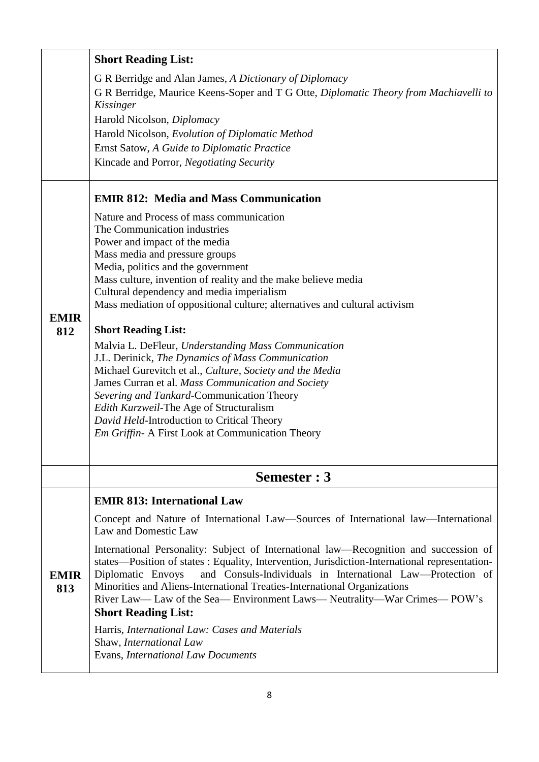| | |
|---|---|
| | **Short Reading List:**<br>G R Berridge and Alan James, *A Dictionary of Diplomacy*<br>G R Berridge, Maurice Keens-Soper and T G Otte, *Diplomatic Theory from Machiavelli to Kissinger*<br>Harold Nicolson, *Diplomacy*<br>Harold Nicolson, *Evolution of Diplomatic Method*<br>Ernst Satow, *A Guide to Diplomatic Practice*<br>Kincade and Porror, *Negotiating Security* |
| **EMIR 812** | **EMIR 812: Media and Mass Communication**<br>Nature and Process of mass communication<br>The Communication industries<br>Power and impact of the media<br>Mass media and pressure groups<br>Media, politics and the government<br>Mass culture, invention of reality and the make believe media<br>Cultural dependency and media imperialism<br>Mass mediation of oppositional culture; alternatives and cultural activism<br>**Short Reading List:**<br>Malvia L. DeFleur, *Understanding Mass Communication*<br>J.L. Derinick, *The Dynamics of Mass Communication*<br>Michael Gurevitch et al., *Culture, Society and the Media*<br>James Curran et al. *Mass Communication and Society*<br>*Severing and Tankard*-Communication Theory<br>*Edith Kurzweil*-The Age of Structuralism<br>*David Held*-Introduction to Critical Theory<br>*Em Griffin*- A First Look at Communication Theory |
| | **Semester : 3** |
| **EMIR 813** | **EMIR 813: International Law**<br>Concept and Nature of International Law—Sources of International law—International Law and Domestic Law<br>International Personality: Subject of International law—Recognition and succession of states—Position of states : Equality, Intervention, Jurisdiction-International representation-Diplomatic Envoys and Consuls-Individuals in International Law—Protection of Minorities and Aliens-International Treaties-International Organizations<br>River Law— Law of the Sea— Environment Laws— Neutrality—War Crimes— POW's<br>**Short Reading List:**<br>Harris, *International Law: Cases and Materials*<br>Shaw, *International Law*<br>Evans, *International Law Documents* |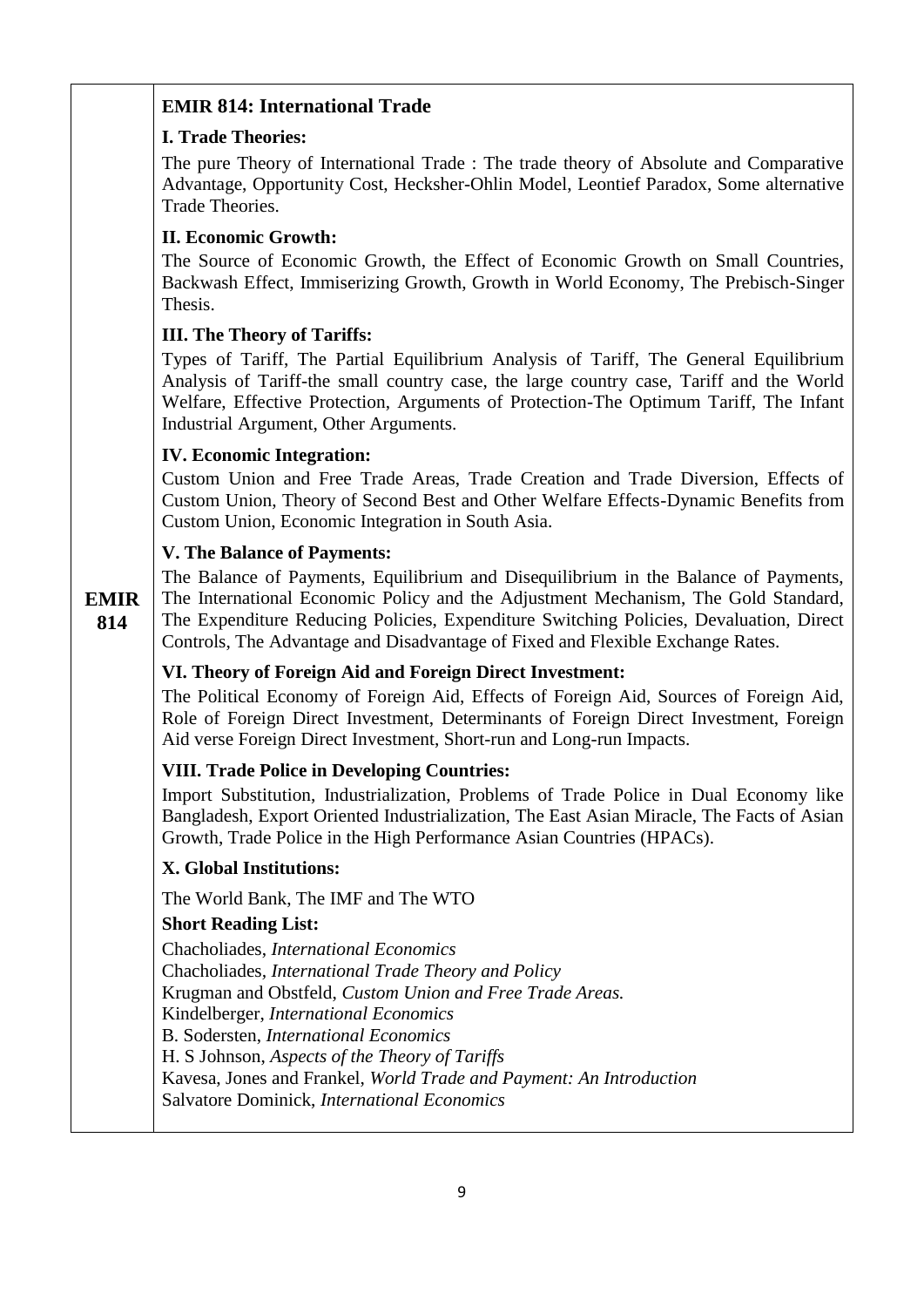| | |
|---|---|
| **EMIR 814** | **EMIR 814: International Trade** |

## EMIR 814: International Trade

### I. Trade Theories:

The pure Theory of International Trade : The trade theory of Absolute and Comparative Advantage, Opportunity Cost, Hecksher-Ohlin Model, Leontief Paradox, Some alternative Trade Theories.

### II. Economic Growth:

The Source of Economic Growth, the Effect of Economic Growth on Small Countries, Backwash Effect, Immiserizing Growth, Growth in World Economy, The Prebisch-Singer Thesis.

### III. The Theory of Tariffs:

Types of Tariff, The Partial Equilibrium Analysis of Tariff, The General Equilibrium Analysis of Tariff-the small country case, the large country case, Tariff and the World Welfare, Effective Protection, Arguments of Protection-The Optimum Tariff, The Infant Industrial Argument, Other Arguments.

### IV. Economic Integration:

Custom Union and Free Trade Areas, Trade Creation and Trade Diversion, Effects of Custom Union, Theory of Second Best and Other Welfare Effects-Dynamic Benefits from Custom Union, Economic Integration in South Asia.

### V. The Balance of Payments:

The Balance of Payments, Equilibrium and Disequilibrium in the Balance of Payments, The International Economic Policy and the Adjustment Mechanism, The Gold Standard, The Expenditure Reducing Policies, Expenditure Switching Policies, Devaluation, Direct Controls, The Advantage and Disadvantage of Fixed and Flexible Exchange Rates.

### VI. Theory of Foreign Aid and Foreign Direct Investment:

The Political Economy of Foreign Aid, Effects of Foreign Aid, Sources of Foreign Aid, Role of Foreign Direct Investment, Determinants of Foreign Direct Investment, Foreign Aid verse Foreign Direct Investment, Short-run and Long-run Impacts.

### VIII. Trade Police in Developing Countries:

Import Substitution, Industrialization, Problems of Trade Police in Dual Economy like Bangladesh, Export Oriented Industrialization, The East Asian Miracle, The Facts of Asian Growth, Trade Police in the High Performance Asian Countries (HPACs).

### X. Global Institutions:

The World Bank, The IMF and The WTO

**Short Reading List:**

Chacholiades, *International Economics*  
Chacholiades, *International Trade Theory and Policy*  
Krugman and Obstfeld, *Custom Union and Free Trade Areas.*  
Kindelberger, *International Economics*  
B. Sodersten, *International Economics*  
H. S Johnson, *Aspects of the Theory of Tariffs*  
Kavesa, Jones and Frankel, *World Trade and Payment: An Introduction*  
Salvatore Dominick, *International Economics*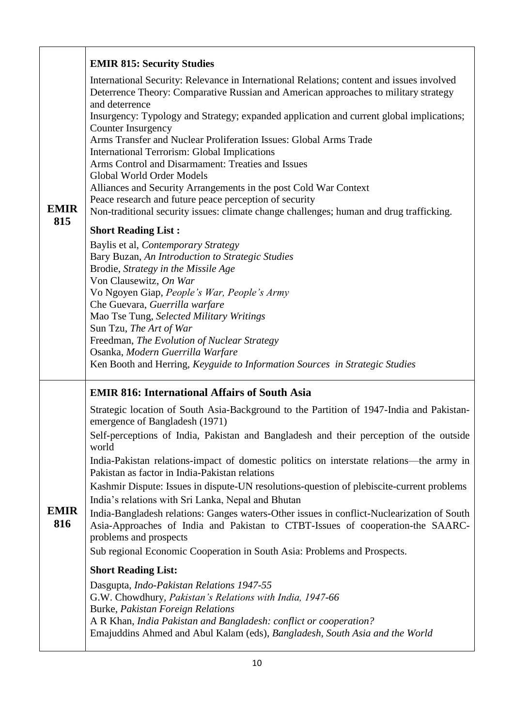| | |
|---|---|
| **EMIR 815** | **EMIR 815: Security Studies**<br><br>International Security: Relevance in International Relations; content and issues involved<br>Deterrence Theory: Comparative Russian and American approaches to military strategy and deterrence<br>Insurgency: Typology and Strategy; expanded application and current global implications; Counter Insurgency<br>Arms Transfer and Nuclear Proliferation Issues: Global Arms Trade<br>International Terrorism: Global Implications<br>Arms Control and Disarmament: Treaties and Issues<br>Global World Order Models<br>Alliances and Security Arrangements in the post Cold War Context<br>Peace research and future peace perception of security<br>Non-traditional security issues: climate change challenges; human and drug trafficking.<br><br>**Short Reading List :**<br><br>Baylis et al, *Contemporary Strategy*<br>Bary Buzan, *An Introduction to Strategic Studies*<br>Brodie, *Strategy in the Missile Age*<br>Von Clausewitz, *On War*<br>Vo Ngoyen Giap, *People's War, People's Army*<br>Che Guevara, *Guerrilla warfare*<br>Mao Tse Tung, *Selected Military Writings*<br>Sun Tzu, *The Art of War*<br>Freedman, *The Evolution of Nuclear Strategy*<br>Osanka, *Modern Guerrilla Warfare*<br>Ken Booth and Herring, *Keyguide to Information Sources in Strategic Studies* |
| **EMIR 816** | **EMIR 816: International Affairs of South Asia**<br><br>Strategic location of South Asia-Background to the Partition of 1947-India and Pakistan-emergence of Bangladesh (1971)<br><br>Self-perceptions of India, Pakistan and Bangladesh and their perception of the outside world<br><br>India-Pakistan relations-impact of domestic politics on interstate relations—the army in Pakistan as factor in India-Pakistan relations<br><br>Kashmir Dispute: Issues in dispute-UN resolutions-question of plebiscite-current problems<br><br>India's relations with Sri Lanka, Nepal and Bhutan<br><br>India-Bangladesh relations: Ganges waters-Other issues in conflict-Nuclearization of South Asia-Approaches of India and Pakistan to CTBT-Issues of cooperation-the SAARC-problems and prospects<br><br>Sub regional Economic Cooperation in South Asia: Problems and Prospects.<br><br>**Short Reading List:**<br><br>Dasgupta, *Indo-Pakistan Relations 1947-55*<br>G.W. Chowdhury, *Pakistan's Relations with India, 1947-66*<br>Burke, *Pakistan Foreign Relations*<br>A R Khan, *India Pakistan and Bangladesh: conflict or cooperation?*<br>Emajuddins Ahmed and Abul Kalam (eds), *Bangladesh, South Asia and the World* |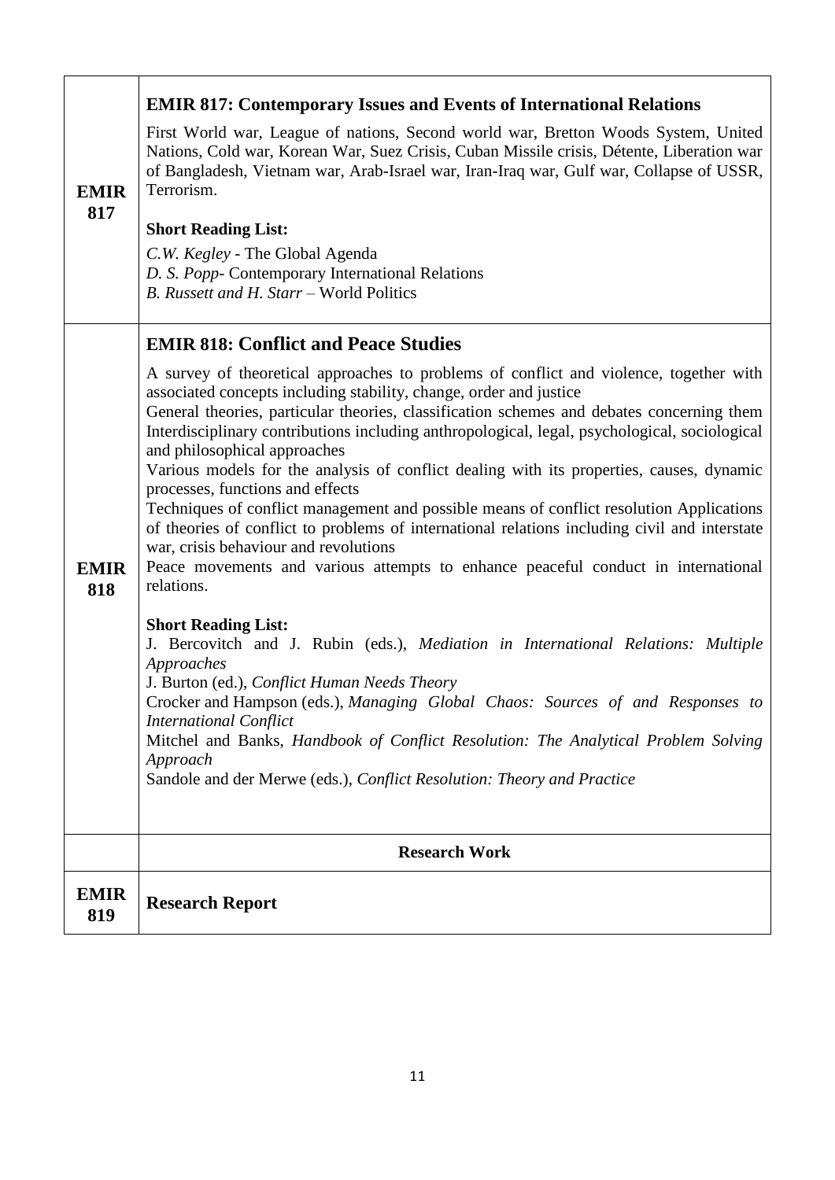| | |
|---|---|
| **EMIR 817** | **EMIR 817: Contemporary Issues and Events of International Relations**<br><br>First World war, League of nations, Second world war, Bretton Woods System, United Nations, Cold war, Korean War, Suez Crisis, Cuban Missile crisis, Détente, Liberation war of Bangladesh, Vietnam war, Arab-Israel war, Iran-Iraq war, Gulf war, Collapse of USSR, Terrorism.<br><br>**Short Reading List:**<br><br>*C.W. Kegley* - The Global Agenda<br>*D. S. Popp*- Contemporary International Relations<br>*B. Russett and H. Starr* – World Politics |
| **EMIR 818** | **EMIR 818: Conflict and Peace Studies**<br><br>A survey of theoretical approaches to problems of conflict and violence, together with associated concepts including stability, change, order and justice<br>General theories, particular theories, classification schemes and debates concerning them Interdisciplinary contributions including anthropological, legal, psychological, sociological and philosophical approaches<br>Various models for the analysis of conflict dealing with its properties, causes, dynamic processes, functions and effects<br>Techniques of conflict management and possible means of conflict resolution Applications of theories of conflict to problems of international relations including civil and interstate war, crisis behaviour and revolutions<br>Peace movements and various attempts to enhance peaceful conduct in international relations.<br><br>**Short Reading List:**<br>J. Bercovitch and J. Rubin (eds.), *Mediation in International Relations: Multiple Approaches*<br>J. Burton (ed.), *Conflict Human Needs Theory*<br>Crocker and Hampson (eds.), *Managing Global Chaos: Sources of and Responses to International Conflict*<br>Mitchel and Banks, *Handbook of Conflict Resolution: The Analytical Problem Solving Approach*<br>Sandole and der Merwe (eds.), *Conflict Resolution: Theory and Practice* |
| | **Research Work** |
| **EMIR 819** | **Research Report** |